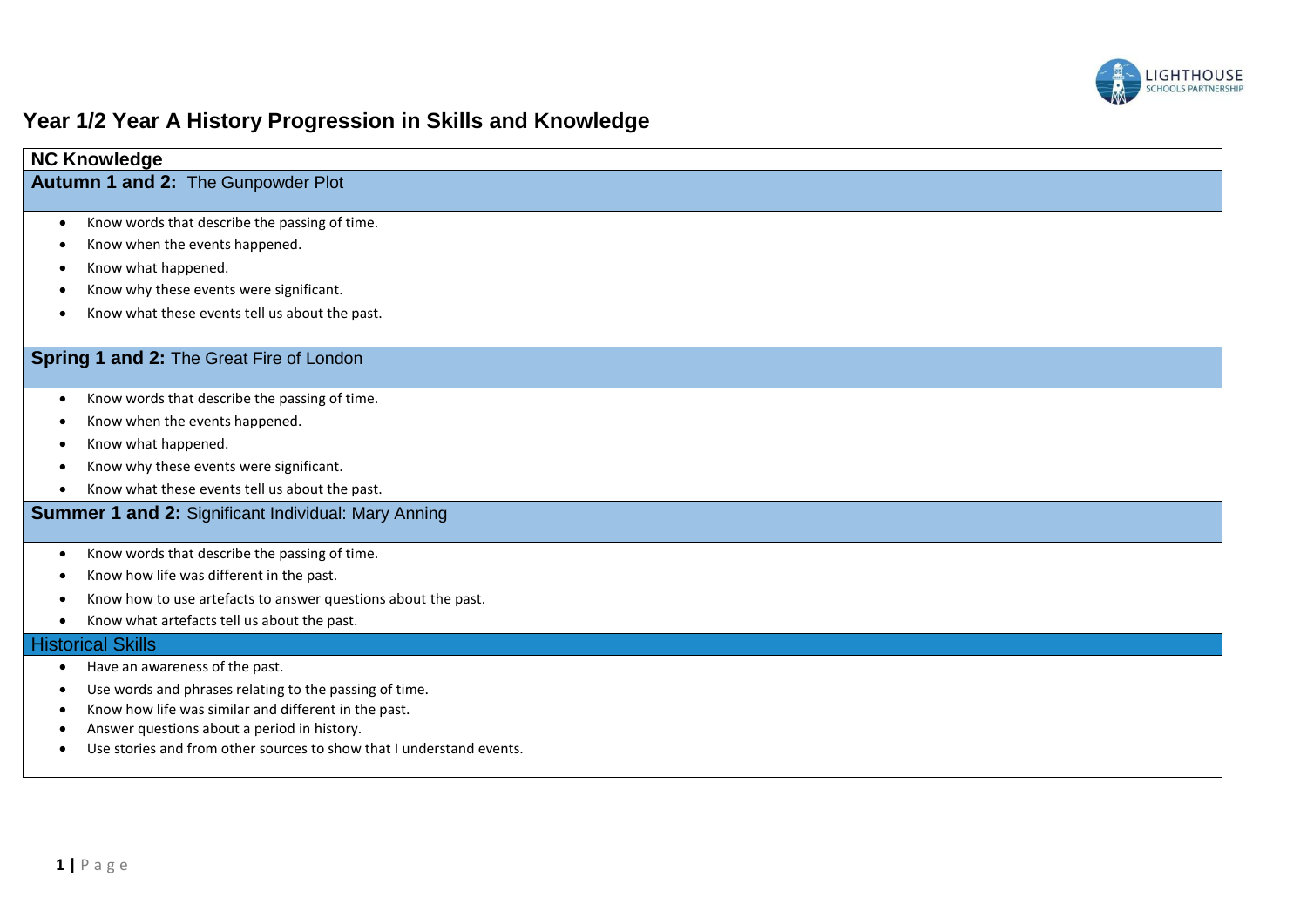# Year 1/2 Year A History Progression in Skills and Knowledge

## NC Knowledge

### **Autumn 1 and 2:** The Gunpowder Plot

- Know words that describe the passing of time.
- Know when the events happened.
- Know what happened.
- Know why these events were significant.
- Know what these events tell us about the past.

### **Spring 1 and 2:** The Great Fire of London

- Know words that describe the passing of time.
- Know when the events happened.
- Know what happened.
- Know why these events were significant.
- Know what these events tell us about the past.

### **Summer 1 and 2:** Significant Individual: Mary Anning

- Know words that describe the passing of time.
- Know how life was different in the past.
- Know how to use artefacts to answer questions about the past.
- Know what artefacts tell us about the past.

## Historical Skills

- Have an awareness of the past.
- Use words and phrases relating to the passing of time.
- Know how life was similar and different in the past.
- Answer questions about a period in history.
- Use stories and from other sources to show that I understand events.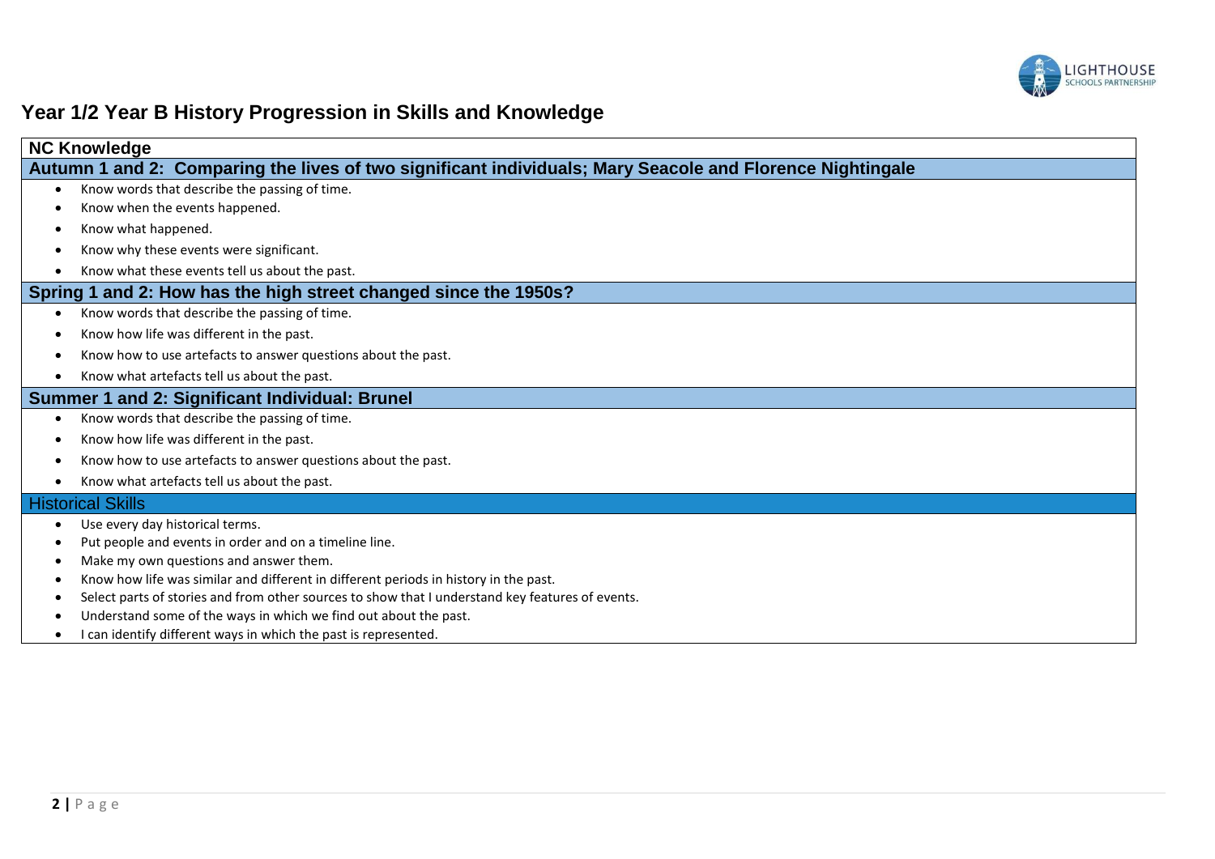# Year 1/2 Year B History Progression in Skills and Knowledge

## NC Knowledge

### Autumn 1 and 2: Comparing the lives of two significant individuals; Mary Seacole and Florence Nightingale

- Know words that describe the passing of time.
- Know when the events happened.
- Know what happened.
- Know why these events were significant.
- Know what these events tell us about the past.

### Spring 1 and 2: How has the high street changed since the 1950s?

- Know words that describe the passing of time.
- Know how life was different in the past.
- Know how to use artefacts to answer questions about the past.
- Know what artefacts tell us about the past.

### Summer 1 and 2: Significant Individual: Brunel

- Know words that describe the passing of time.
- Know how life was different in the past.
- Know how to use artefacts to answer questions about the past.
- Know what artefacts tell us about the past.

## Historical Skills

- Use every day historical terms.
- Put people and events in order and on a timeline line.
- Make my own questions and answer them.
- Know how life was similar and different in different periods in history in the past.
- Select parts of stories and from other sources to show that I understand key features of events.
- Understand some of the ways in which we find out about the past.
- I can identify different ways in which the past is represented.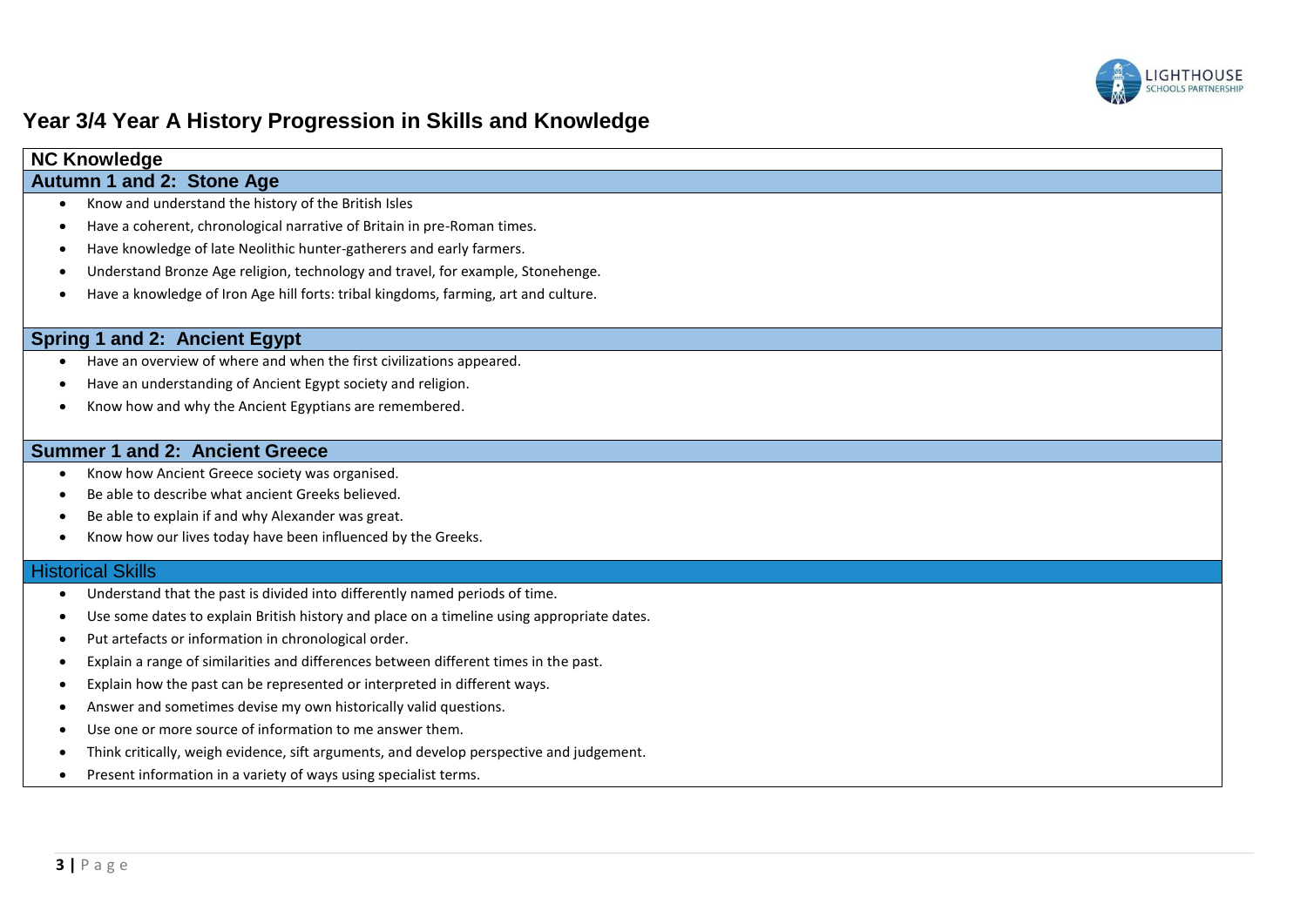# Year 3/4 Year A History Progression in Skills and Knowledge

## NC Knowledge

### Autumn 1 and 2: Stone Age

- Know and understand the history of the British Isles
- Have a coherent, chronological narrative of Britain in pre-Roman times.
- Have knowledge of late Neolithic hunter-gatherers and early farmers.
- Understand Bronze Age religion, technology and travel, for example, Stonehenge.
- Have a knowledge of Iron Age hill forts: tribal kingdoms, farming, art and culture.

### Spring 1 and 2: Ancient Egypt

- Have an overview of where and when the first civilizations appeared.
- Have an understanding of Ancient Egypt society and religion.
- Know how and why the Ancient Egyptians are remembered.

### Summer 1 and 2: Ancient Greece

- Know how Ancient Greece society was organised.
- Be able to describe what ancient Greeks believed.
- Be able to explain if and why Alexander was great.
- Know how our lives today have been influenced by the Greeks.

## Historical Skills

- Understand that the past is divided into differently named periods of time.
- Use some dates to explain British history and place on a timeline using appropriate dates.
- Put artefacts or information in chronological order.
- Explain a range of similarities and differences between different times in the past.
- Explain how the past can be represented or interpreted in different ways.
- Answer and sometimes devise my own historically valid questions.
- Use one or more source of information to me answer them.
- Think critically, weigh evidence, sift arguments, and develop perspective and judgement.
- Present information in a variety of ways using specialist terms.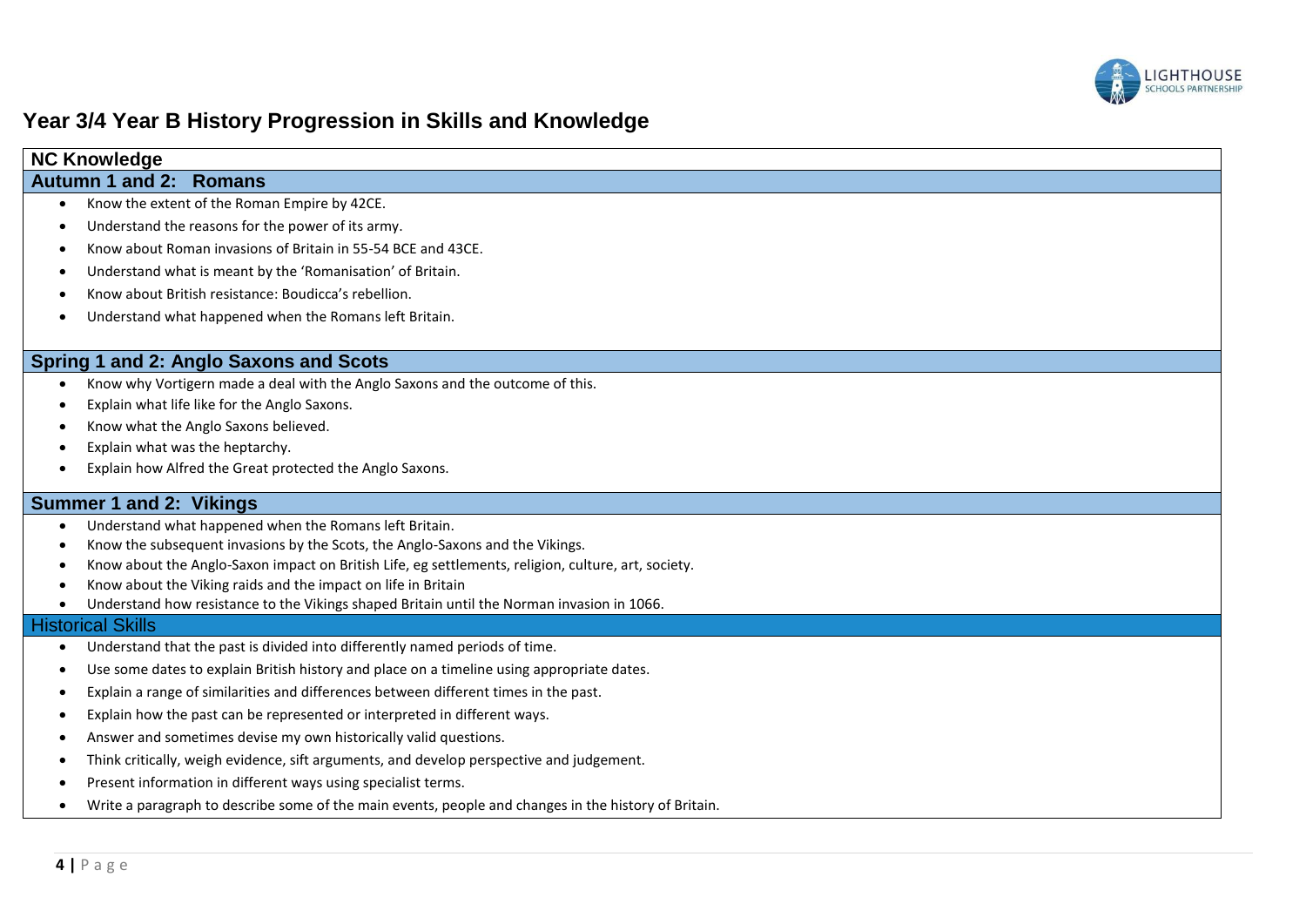# Year 3/4 Year B History Progression in Skills and Knowledge

## NC Knowledge

### Autumn 1 and 2: Romans

- Know the extent of the Roman Empire by 42CE.
- Understand the reasons for the power of its army.
- Know about Roman invasions of Britain in 55-54 BCE and 43CE.
- Understand what is meant by the 'Romanisation' of Britain.
- Know about British resistance: Boudicca's rebellion.
- Understand what happened when the Romans left Britain.

### Spring 1 and 2: Anglo Saxons and Scots

- Know why Vortigern made a deal with the Anglo Saxons and the outcome of this.
- Explain what life like for the Anglo Saxons.
- Know what the Anglo Saxons believed.
- Explain what was the heptarchy.
- Explain how Alfred the Great protected the Anglo Saxons.

### Summer 1 and 2: Vikings

- Understand what happened when the Romans left Britain.
- Know the subsequent invasions by the Scots, the Anglo-Saxons and the Vikings.
- Know about the Anglo-Saxon impact on British Life, eg settlements, religion, culture, art, society.
- Know about the Viking raids and the impact on life in Britain
- Understand how resistance to the Vikings shaped Britain until the Norman invasion in 1066.

## Historical Skills

- Understand that the past is divided into differently named periods of time.
- Use some dates to explain British history and place on a timeline using appropriate dates.
- Explain a range of similarities and differences between different times in the past.
- Explain how the past can be represented or interpreted in different ways.
- Answer and sometimes devise my own historically valid questions.
- Think critically, weigh evidence, sift arguments, and develop perspective and judgement.
- Present information in different ways using specialist terms.
- Write a paragraph to describe some of the main events, people and changes in the history of Britain.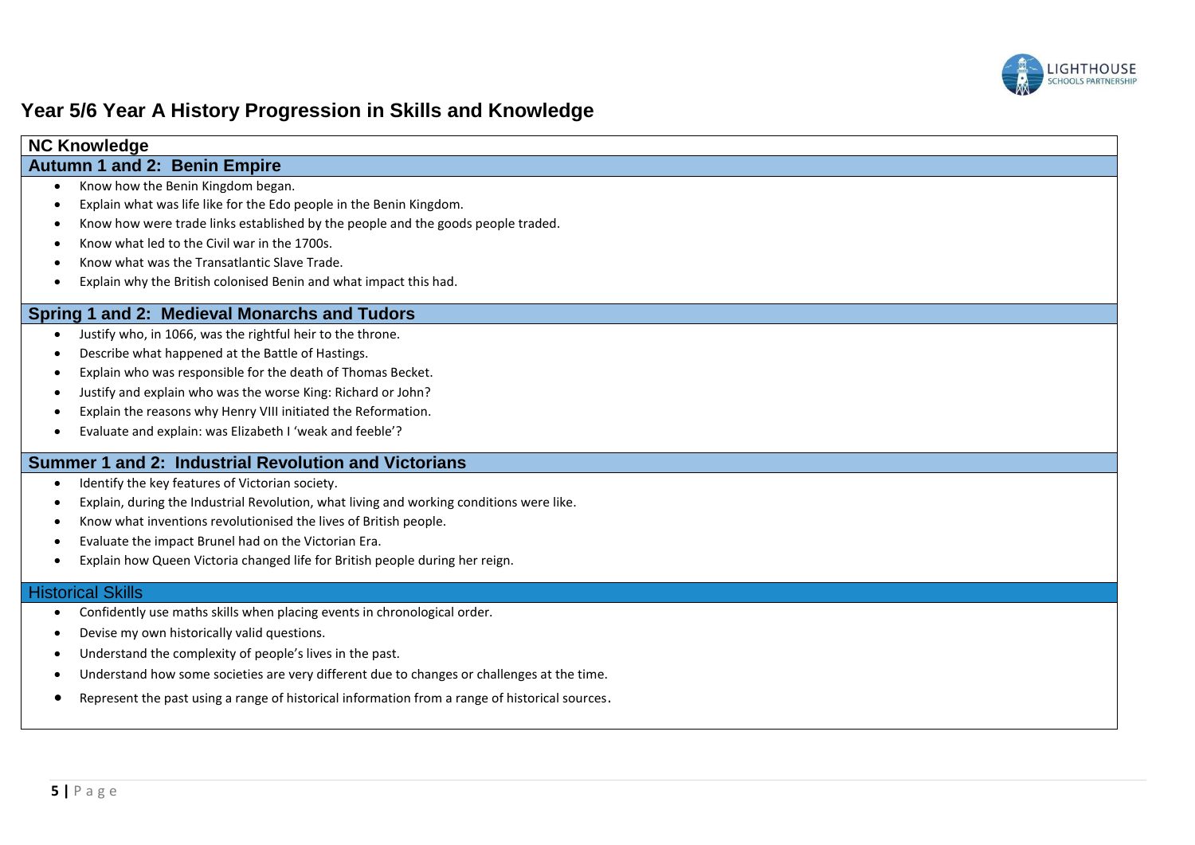# Year 5/6 Year A History Progression in Skills and Knowledge

## NC Knowledge

### Autumn 1 and 2: Benin Empire

- Know how the Benin Kingdom began.
- Explain what was life like for the Edo people in the Benin Kingdom.
- Know how were trade links established by the people and the goods people traded.
- Know what led to the Civil war in the 1700s.
- Know what was the Transatlantic Slave Trade.
- Explain why the British colonised Benin and what impact this had.

### Spring 1 and 2: Medieval Monarchs and Tudors

- Justify who, in 1066, was the rightful heir to the throne.
- Describe what happened at the Battle of Hastings.
- Explain who was responsible for the death of Thomas Becket.
- Justify and explain who was the worse King: Richard or John?
- Explain the reasons why Henry VIII initiated the Reformation.
- Evaluate and explain: was Elizabeth I 'weak and feeble'?

### Summer 1 and 2: Industrial Revolution and Victorians

- Identify the key features of Victorian society.
- Explain, during the Industrial Revolution, what living and working conditions were like.
- Know what inventions revolutionised the lives of British people.
- Evaluate the impact Brunel had on the Victorian Era.
- Explain how Queen Victoria changed life for British people during her reign.

## Historical Skills

- Confidently use maths skills when placing events in chronological order.
- Devise my own historically valid questions.
- Understand the complexity of people's lives in the past.
- Understand how some societies are very different due to changes or challenges at the time.
- Represent the past using a range of historical information from a range of historical sources.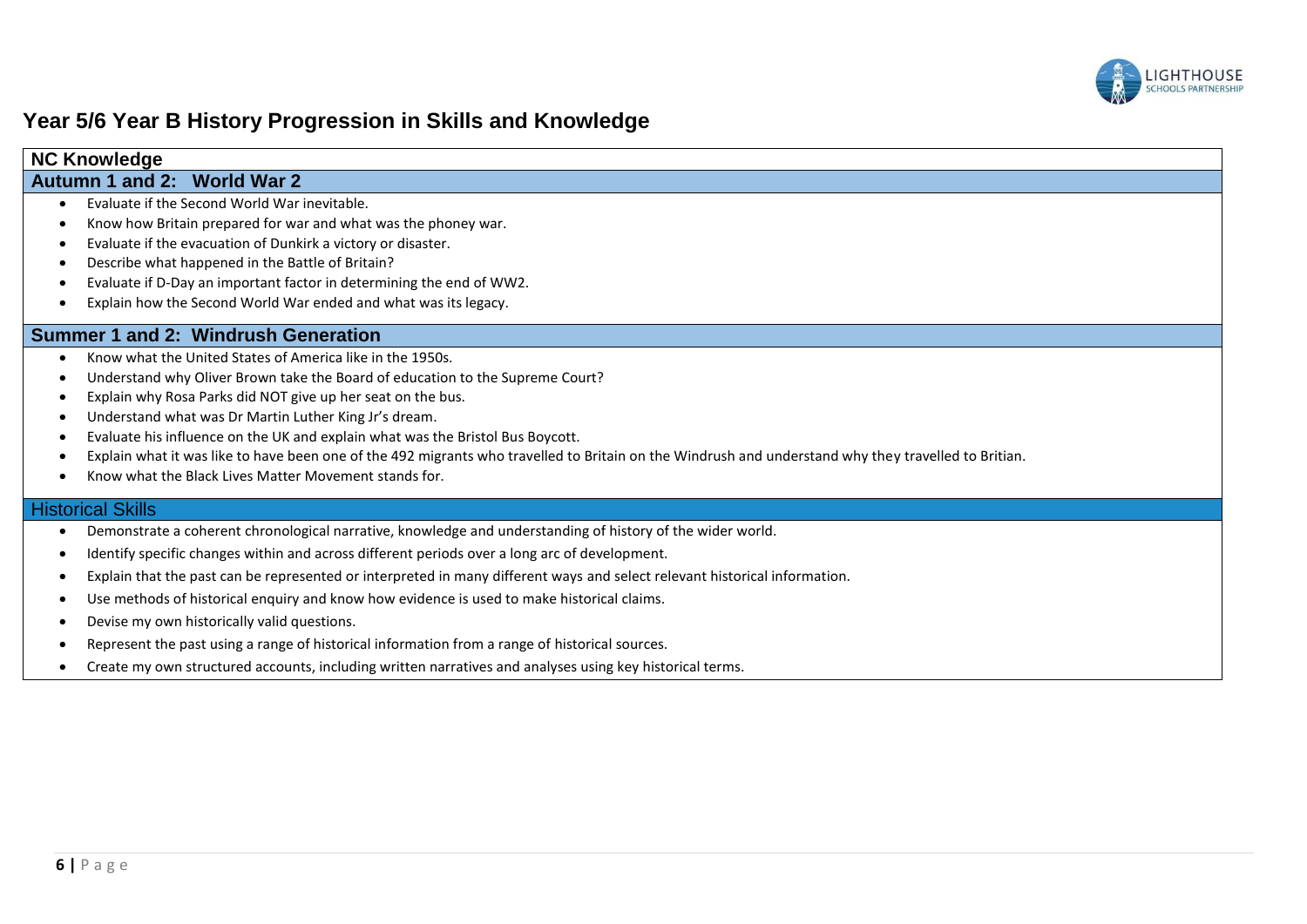# Year 5/6 Year B History Progression in Skills and Knowledge

## NC Knowledge

### Autumn 1 and 2: World War 2

- Evaluate if the Second World War inevitable.
- Know how Britain prepared for war and what was the phoney war.
- Evaluate if the evacuation of Dunkirk a victory or disaster.
- Describe what happened in the Battle of Britain?
- Evaluate if D-Day an important factor in determining the end of WW2.
- Explain how the Second World War ended and what was its legacy.

### Summer 1 and 2: Windrush Generation

- Know what the United States of America like in the 1950s.
- Understand why Oliver Brown take the Board of education to the Supreme Court?
- Explain why Rosa Parks did NOT give up her seat on the bus.
- Understand what was Dr Martin Luther King Jr's dream.
- Evaluate his influence on the UK and explain what was the Bristol Bus Boycott.
- Explain what it was like to have been one of the 492 migrants who travelled to Britain on the Windrush and understand why they travelled to Britian.
- Know what the Black Lives Matter Movement stands for.

## Historical Skills

- Demonstrate a coherent chronological narrative, knowledge and understanding of history of the wider world.
- Identify specific changes within and across different periods over a long arc of development.
- Explain that the past can be represented or interpreted in many different ways and select relevant historical information.
- Use methods of historical enquiry and know how evidence is used to make historical claims.
- Devise my own historically valid questions.
- Represent the past using a range of historical information from a range of historical sources.
- Create my own structured accounts, including written narratives and analyses using key historical terms.